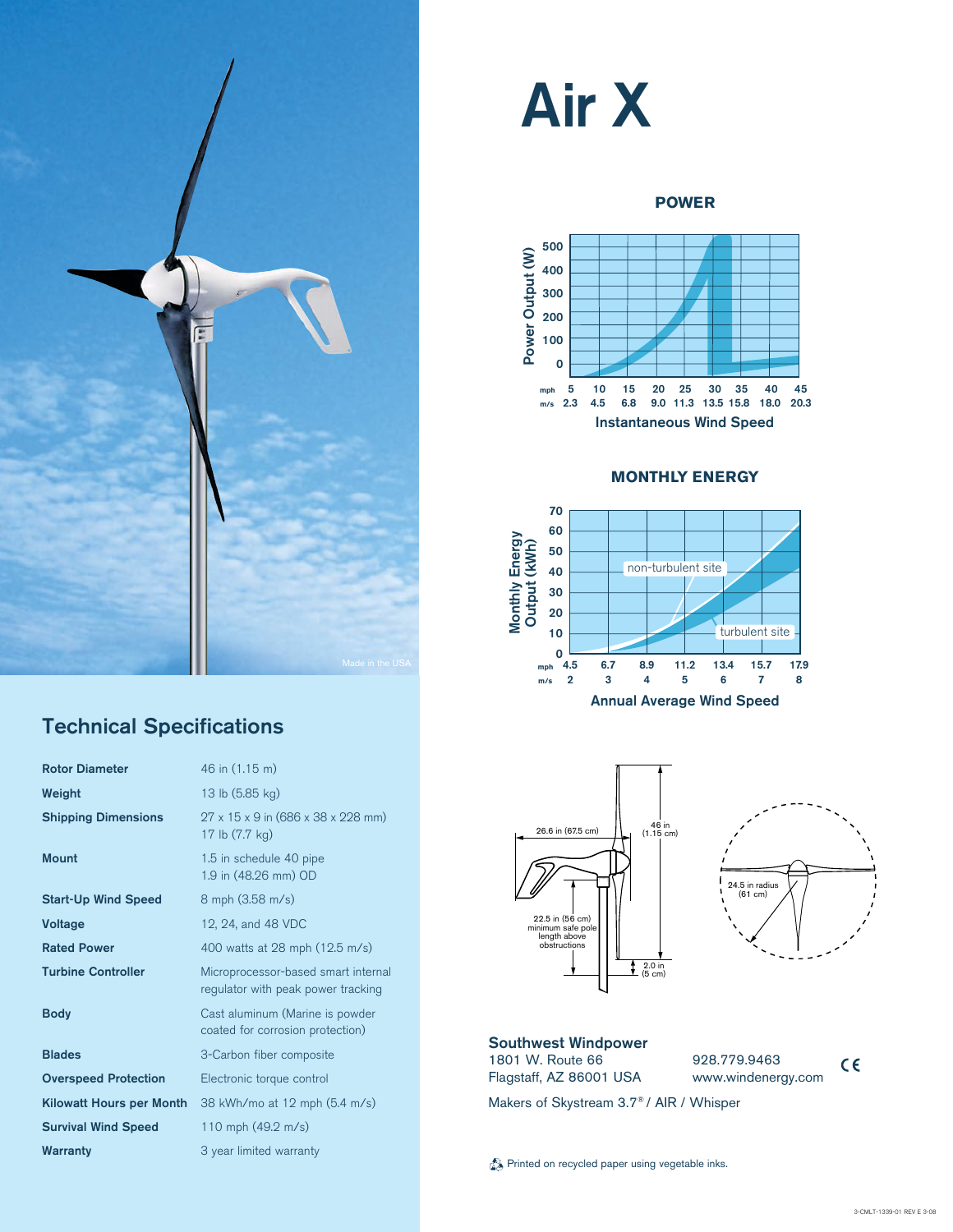# Air X

## POWER

Power Output (W)

Instantaneous Wind Speed

| mph | 5 | 10 | 15 | 20 | 25 | 30 | 35 | 40 | 45 |
|---|---|---|---|---|---|---|---|---|---|
| m/s | 2.3 | 4.5 | 6.8 | 9.0 | 11.3 | 13.5 | 15.8 | 18.0 | 20.3 |

## MONTHLY ENERGY

Monthly Energy Output (kWh)

non-turbulent site

turbulent site

Annual Average Wind Speed

| mph | 4.5 | 6.7 | 8.9 | 11.2 | 13.4 | 15.7 | 17.9 |
|---|---|---|---|---|---|---|---|
| m/s | 2 | 3 | 4 | 5 | 6 | 7 | 8 |

26.6 in (67.5 cm)

46 in (1.15 cm)

22.5 in (56 cm) minimum safe pole length above obstructions

2.0 in (5 cm)

24.5 in radius (61 cm)

Made in the USA

## Technical Specifications

| | |
|---|---|
| **Rotor Diameter** | 46 in (1.15 m) |
| **Weight** | 13 lb (5.85 kg) |
| **Shipping Dimensions** | 27 x 15 x 9 in (686 x 38 x 228 mm) 17 lb (7.7 kg) |
| **Mount** | 1.5 in schedule 40 pipe 1.9 in (48.26 mm) OD |
| **Start-Up Wind Speed** | 8 mph (3.58 m/s) |
| **Voltage** | 12, 24, and 48 VDC |
| **Rated Power** | 400 watts at 28 mph (12.5 m/s) |
| **Turbine Controller** | Microprocessor-based smart internal regulator with peak power tracking |
| **Body** | Cast aluminum (Marine is powder coated for corrosion protection) |
| **Blades** | 3-Carbon fiber composite |
| **Overspeed Protection** | Electronic torque control |
| **Kilowatt Hours per Month** | 38 kWh/mo at 12 mph (5.4 m/s) |
| **Survival Wind Speed** | 110 mph (49.2 m/s) |
| **Warranty** | 3 year limited warranty |

**Southwest Windpower**
1801 W. Route 66
Flagstaff, AZ 86001 USA

928.779.9463
www.windenergy.com

CE

Makers of Skystream 3.7® / AIR / Whisper

Printed on recycled paper using vegetable inks.

3-CMLT-1339-01 REV E 3-08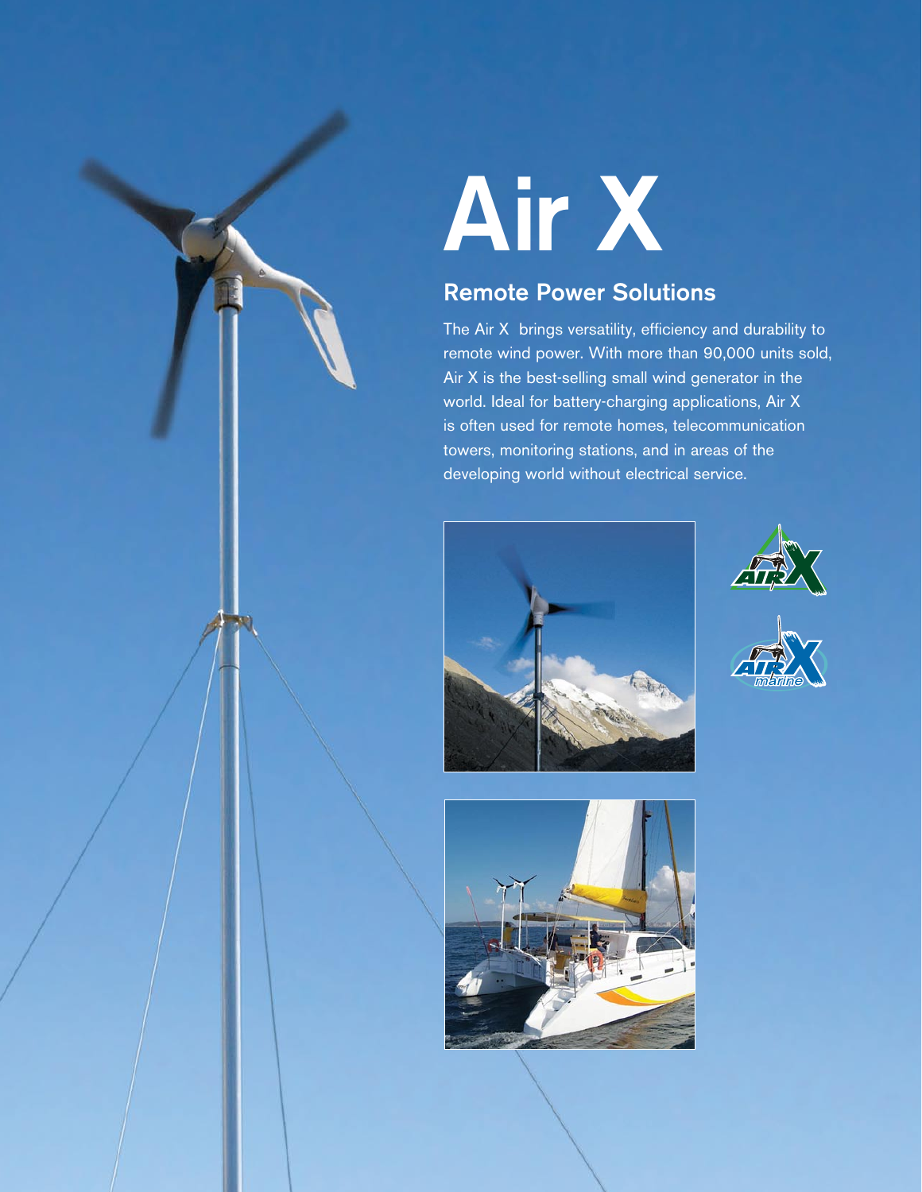# Air X

## Remote Power Solutions

The Air X brings versatility, efficiency and durability to remote wind power. With more than 90,000 units sold, Air X is the best-selling small wind generator in the world. Ideal for battery-charging applications, Air X is often used for remote homes, telecommunication towers, monitoring stations, and in areas of the developing world without electrical service.